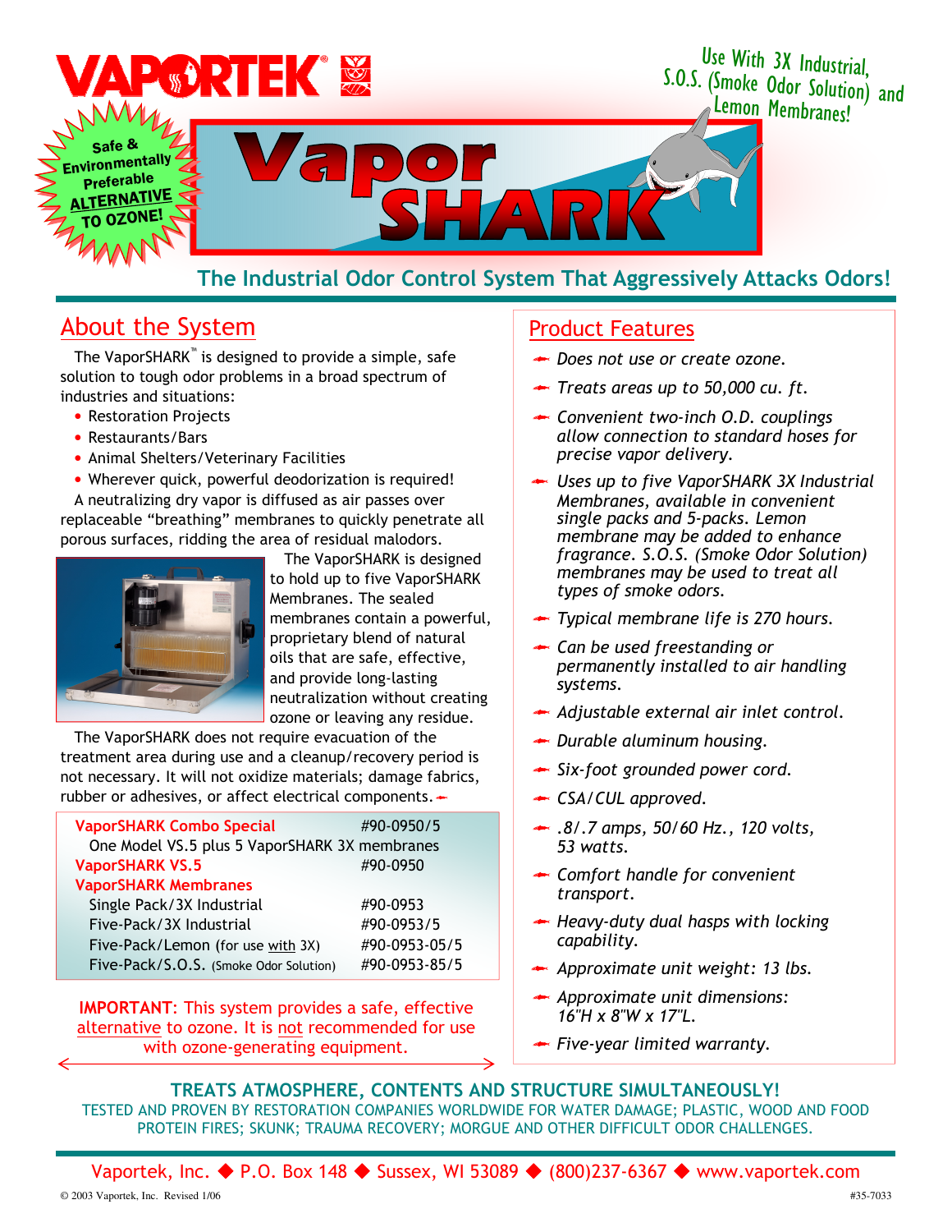# VAPORTEK®

Use With 3X Industrial, S.O.S. (Smoke Odor Solution) and Lemon Membranes!

Safe & Environmentally Preferable ALTERNATIVE TO OZONE!

# Vapor SHARK

## The Industrial Odor Control System That Aggressively Attacks Odors!

## About the System

The VaporSHARK™ is designed to provide a simple, safe solution to tough odor problems in a broad spectrum of industries and situations:

- Restoration Projects
- Restaurants/Bars
- Animal Shelters/Veterinary Facilities
- Wherever quick, powerful deodorization is required!

A neutralizing dry vapor is diffused as air passes over replaceable "breathing" membranes to quickly penetrate all porous surfaces, ridding the area of residual malodors.

The VaporSHARK is designed to hold up to five VaporSHARK Membranes. The sealed membranes contain a powerful, proprietary blend of natural oils that are safe, effective, and provide long-lasting neutralization without creating ozone or leaving any residue.

The VaporSHARK does not require evacuation of the treatment area during use and a cleanup/recovery period is not necessary. It will not oxidize materials; damage fabrics, rubber or adhesives, or affect electrical components.

| Product | Part # |
|---|---|
| **VaporSHARK Combo Special** | #90-0950/5 |
| One Model VS.5 plus 5 VaporSHARK 3X membranes | |
| **VaporSHARK VS.5** | #90-0950 |
| **VaporSHARK Membranes** | |
| Single Pack/3X Industrial | #90-0953 |
| Five-Pack/3X Industrial | #90-0953/5 |
| Five-Pack/Lemon (for use with 3X) | #90-0953-05/5 |
| Five-Pack/S.O.S. (Smoke Odor Solution) | #90-0953-85/5 |

**IMPORTANT:** This system provides a safe, effective alternative to ozone. It is not recommended for use with ozone-generating equipment.

## Product Features

- *Does not use or create ozone.*
- *Treats areas up to 50,000 cu. ft.*
- *Convenient two-inch O.D. couplings allow connection to standard hoses for precise vapor delivery.*
- *Uses up to five VaporSHARK 3X Industrial Membranes, available in convenient single packs and 5-packs. Lemon membrane may be added to enhance fragrance. S.O.S. (Smoke Odor Solution) membranes may be used to treat all types of smoke odors.*
- *Typical membrane life is 270 hours.*
- *Can be used freestanding or permanently installed to air handling systems.*
- *Adjustable external air inlet control.*
- *Durable aluminum housing.*
- *Six-foot grounded power cord.*
- *CSA/CUL approved.*
- *.8/.7 amps, 50/60 Hz., 120 volts, 53 watts.*
- *Comfort handle for convenient transport.*
- *Heavy-duty dual hasps with locking capability.*
- *Approximate unit weight: 13 lbs.*
- *Approximate unit dimensions: 16"H x 8"W x 17"L.*
- *Five-year limited warranty.*

**TREATS ATMOSPHERE, CONTENTS AND STRUCTURE SIMULTANEOUSLY!**

TESTED AND PROVEN BY RESTORATION COMPANIES WORLDWIDE FOR WATER DAMAGE; PLASTIC, WOOD AND FOOD PROTEIN FIRES; SKUNK; TRAUMA RECOVERY; MORGUE AND OTHER DIFFICULT ODOR CHALLENGES.

Vaportek, Inc. ◆ P.O. Box 148 ◆ Sussex, WI 53089 ◆ (800)237-6367 ◆ www.vaportek.com

© 2003 Vaportek, Inc. Revised 1/06 #35-7033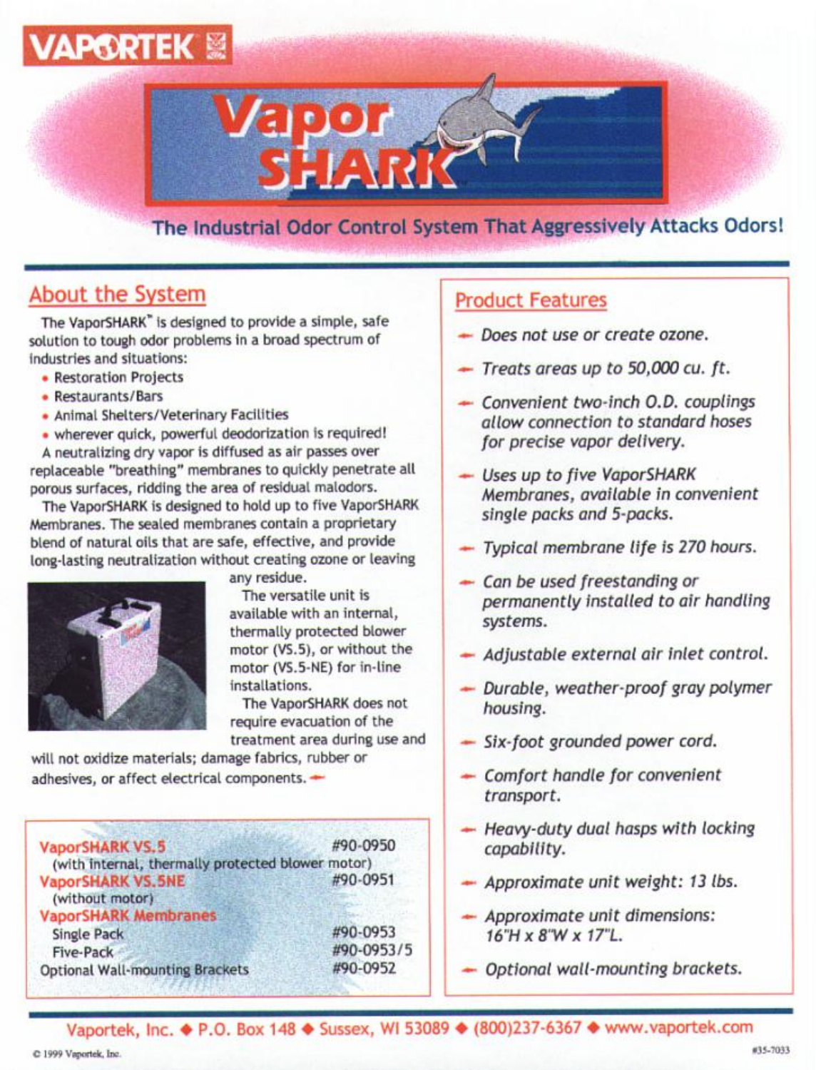VAPORTEK

# Vapor SHARK

**The Industrial Odor Control System That Aggressively Attacks Odors!**

## About the System

The VaporSHARK™ is designed to provide a simple, safe solution to tough odor problems in a broad spectrum of industries and situations:

- Restoration Projects
- Restaurants/Bars
- Animal Shelters/Veterinary Facilities
- wherever quick, powerful deodorization is required!

A neutralizing dry vapor is diffused as air passes over replaceable "breathing" membranes to quickly penetrate all porous surfaces, ridding the area of residual malodors.

The VaporSHARK is designed to hold up to five VaporSHARK Membranes. The sealed membranes contain a proprietary blend of natural oils that are safe, effective, and provide long-lasting neutralization without creating ozone or leaving any residue.

The versatile unit is available with an internal, thermally protected blower motor (VS.5), or without the motor (VS.5-NE) for in-line installations.

The VaporSHARK does not require evacuation of the treatment area during use and will not oxidize materials; damage fabrics, rubber or adhesives, or affect electrical components.

| | |
|---|---|
| **VaporSHARK VS.5** (with internal, thermally protected blower motor) | #90-0950 |
| **VaporSHARK VS.5NE** (without motor) | #90-0951 |
| **VaporSHARK Membranes** | |
| Single Pack | #90-0953 |
| Five-Pack | #90-0953/5 |
| Optional Wall-mounting Brackets | #90-0952 |

## Product Features

- *Does not use or create ozone.*
- *Treats areas up to 50,000 cu. ft.*
- *Convenient two-inch O.D. couplings allow connection to standard hoses for precise vapor delivery.*
- *Uses up to five VaporSHARK Membranes, available in convenient single packs and 5-packs.*
- *Typical membrane life is 270 hours.*
- *Can be used freestanding or permanently installed to air handling systems.*
- *Adjustable external air inlet control.*
- *Durable, weather-proof gray polymer housing.*
- *Six-foot grounded power cord.*
- *Comfort handle for convenient transport.*
- *Heavy-duty dual hasps with locking capability.*
- *Approximate unit weight: 13 lbs.*
- *Approximate unit dimensions: 16"H x 8"W x 17"L.*
- *Optional wall-mounting brackets.*

Vaportek, Inc. ◆ P.O. Box 148 ◆ Sussex, WI 53089 ◆ (800)237-6367 ◆ www.vaportek.com

© 1999 Vaportek, Inc.

#35-7033